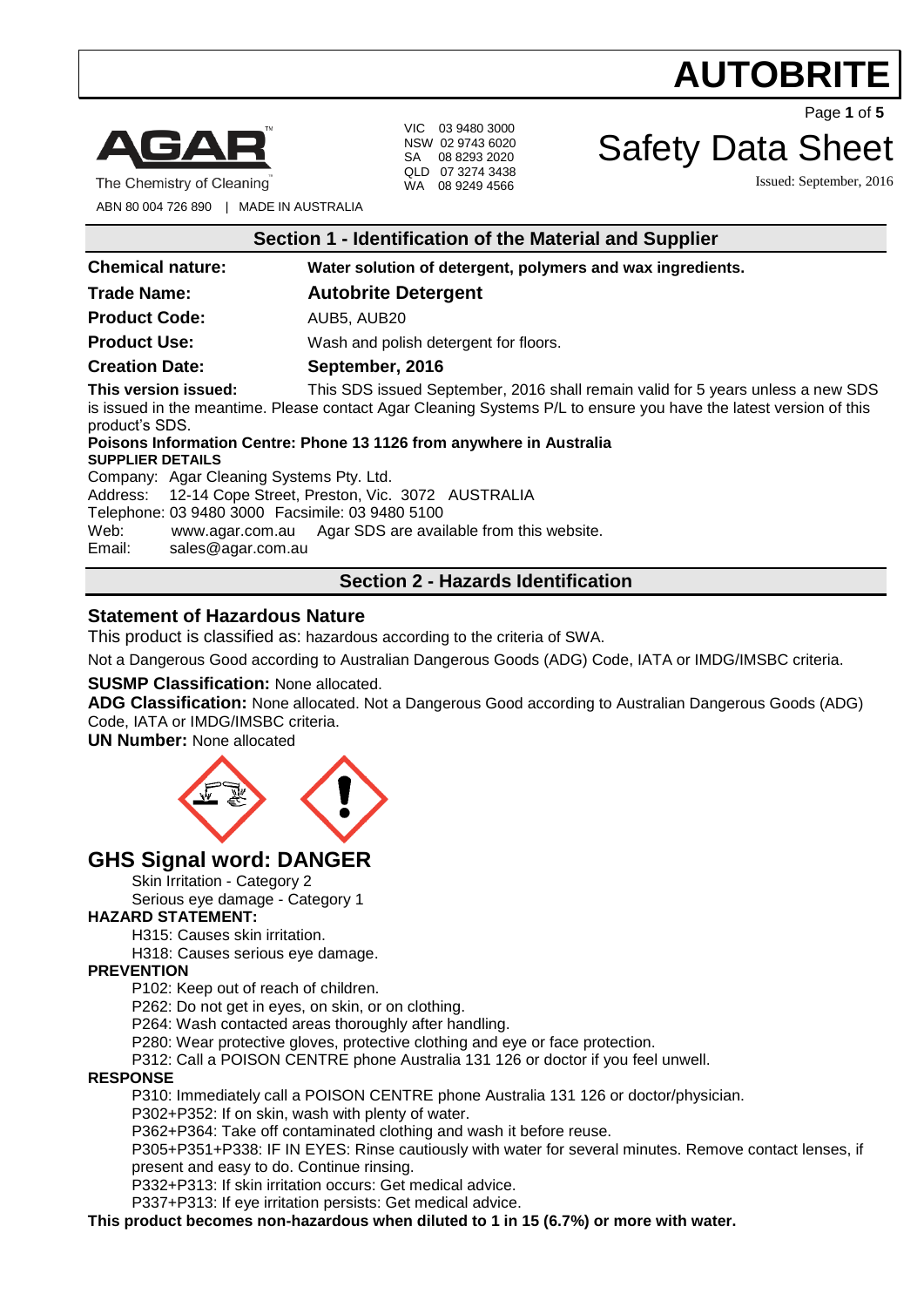# AUTOBRITE

**AGAR** The Chemistry of Cleaning

ABN 80 004 726 890 | MADE IN AUSTRALIA

VIC 03 9480 3000
NSW 02 9743 6020
SA 08 8293 2020
QLD 07 3274 3438
WA 08 9249 4566

# Safety Data Sheet

Issued: September, 2016

## Section 1 - Identification of the Material and Supplier

**Chemical nature:** **Water solution of detergent, polymers and wax ingredients.**

**Trade Name:** **Autobrite Detergent**

**Product Code:** AUB5, AUB20

**Product Use:** Wash and polish detergent for floors.

**Creation Date:** **September, 2016**

**This version issued:** This SDS issued September, 2016 shall remain valid for 5 years unless a new SDS is issued in the meantime. Please contact Agar Cleaning Systems P/L to ensure you have the latest version of this product's SDS.

**Poisons Information Centre: Phone 13 1126 from anywhere in Australia**

**SUPPLIER DETAILS**

Company: Agar Cleaning Systems Pty. Ltd.
Address: 12-14 Cope Street, Preston, Vic. 3072 AUSTRALIA
Telephone: 03 9480 3000 Facsimile: 03 9480 5100
Web: www.agar.com.au Agar SDS are available from this website.
Email: sales@agar.com.au

## Section 2 - Hazards Identification

### Statement of Hazardous Nature

This product is classified as: hazardous according to the criteria of SWA.

Not a Dangerous Good according to Australian Dangerous Goods (ADG) Code, IATA or IMDG/IMSBC criteria.

**SUSMP Classification:** None allocated.

**ADG Classification:** None allocated. Not a Dangerous Good according to Australian Dangerous Goods (ADG) Code, IATA or IMDG/IMSBC criteria.

**UN Number:** None allocated

## GHS Signal word: DANGER

Skin Irritation - Category 2
Serious eye damage - Category 1

**HAZARD STATEMENT:**

H315: Causes skin irritation.
H318: Causes serious eye damage.

**PREVENTION**

P102: Keep out of reach of children.
P262: Do not get in eyes, on skin, or on clothing.
P264: Wash contacted areas thoroughly after handling.
P280: Wear protective gloves, protective clothing and eye or face protection.
P312: Call a POISON CENTRE phone Australia 131 126 or doctor if you feel unwell.

**RESPONSE**

P310: Immediately call a POISON CENTRE phone Australia 131 126 or doctor/physician.
P302+P352: If on skin, wash with plenty of water.
P362+P364: Take off contaminated clothing and wash it before reuse.
P305+P351+P338: IF IN EYES: Rinse cautiously with water for several minutes. Remove contact lenses, if present and easy to do. Continue rinsing.
P332+P313: If skin irritation occurs: Get medical advice.
P337+P313: If eye irritation persists: Get medical advice.

**This product becomes non-hazardous when diluted to 1 in 15 (6.7%) or more with water.**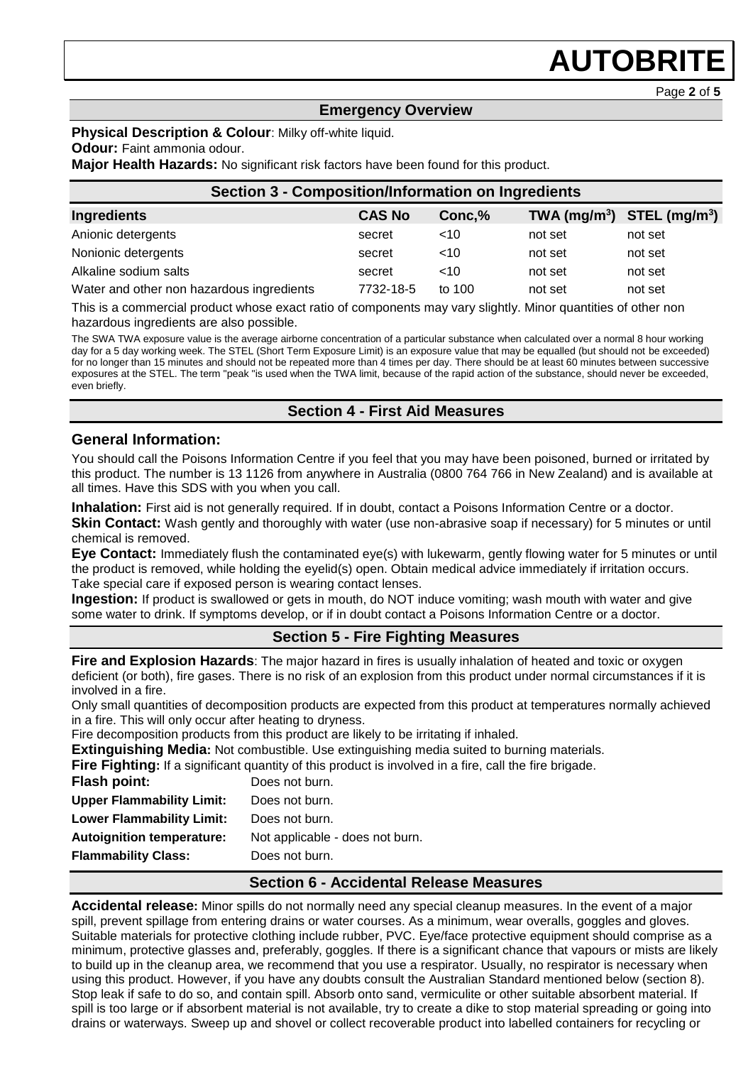## Emergency Overview

**Physical Description & Colour**: Milky off-white liquid.

**Odour:** Faint ammonia odour.

**Major Health Hazards:** No significant risk factors have been found for this product.

## Section 3 - Composition/Information on Ingredients

| Ingredients | CAS No | Conc,% | TWA (mg/m$^3$) | STEL (mg/m$^3$) |
|---|---|---|---|---|
| Anionic detergents | secret | <10 | not set | not set |
| Nonionic detergents | secret | <10 | not set | not set |
| Alkaline sodium salts | secret | <10 | not set | not set |
| Water and other non hazardous ingredients | 7732-18-5 | to 100 | not set | not set |

This is a commercial product whose exact ratio of components may vary slightly. Minor quantities of other non hazardous ingredients are also possible.

The SWA TWA exposure value is the average airborne concentration of a particular substance when calculated over a normal 8 hour working day for a 5 day working week. The STEL (Short Term Exposure Limit) is an exposure value that may be equalled (but should not be exceeded) for no longer than 15 minutes and should not be repeated more than 4 times per day. There should be at least 60 minutes between successive exposures at the STEL. The term "peak "is used when the TWA limit, because of the rapid action of the substance, should never be exceeded, even briefly.

## Section 4 - First Aid Measures

### General Information:

You should call the Poisons Information Centre if you feel that you may have been poisoned, burned or irritated by this product. The number is 13 1126 from anywhere in Australia (0800 764 766 in New Zealand) and is available at all times. Have this SDS with you when you call.

**Inhalation:** First aid is not generally required. If in doubt, contact a Poisons Information Centre or a doctor.

**Skin Contact:** Wash gently and thoroughly with water (use non-abrasive soap if necessary) for 5 minutes or until chemical is removed.

**Eye Contact:** Immediately flush the contaminated eye(s) with lukewarm, gently flowing water for 5 minutes or until the product is removed, while holding the eyelid(s) open. Obtain medical advice immediately if irritation occurs. Take special care if exposed person is wearing contact lenses.

**Ingestion:** If product is swallowed or gets in mouth, do NOT induce vomiting; wash mouth with water and give some water to drink. If symptoms develop, or if in doubt contact a Poisons Information Centre or a doctor.

## Section 5 - Fire Fighting Measures

**Fire and Explosion Hazards**: The major hazard in fires is usually inhalation of heated and toxic or oxygen deficient (or both), fire gases. There is no risk of an explosion from this product under normal circumstances if it is involved in a fire.

Only small quantities of decomposition products are expected from this product at temperatures normally achieved in a fire. This will only occur after heating to dryness.

Fire decomposition products from this product are likely to be irritating if inhaled.

**Extinguishing Media:** Not combustible. Use extinguishing media suited to burning materials.

**Fire Fighting:** If a significant quantity of this product is involved in a fire, call the fire brigade.

**Flash point:** Does not burn.

**Upper Flammability Limit:** Does not burn.

**Lower Flammability Limit:** Does not burn.

**Autoignition temperature:** Not applicable - does not burn.

**Flammability Class:** Does not burn.

## Section 6 - Accidental Release Measures

**Accidental release:** Minor spills do not normally need any special cleanup measures. In the event of a major spill, prevent spillage from entering drains or water courses. As a minimum, wear overalls, goggles and gloves. Suitable materials for protective clothing include rubber, PVC. Eye/face protective equipment should comprise as a minimum, protective glasses and, preferably, goggles. If there is a significant chance that vapours or mists are likely to build up in the cleanup area, we recommend that you use a respirator. Usually, no respirator is necessary when using this product. However, if you have any doubts consult the Australian Standard mentioned below (section 8). Stop leak if safe to do so, and contain spill. Absorb onto sand, vermiculite or other suitable absorbent material. If spill is too large or if absorbent material is not available, try to create a dike to stop material spreading or going into drains or waterways. Sweep up and shovel or collect recoverable product into labelled containers for recycling or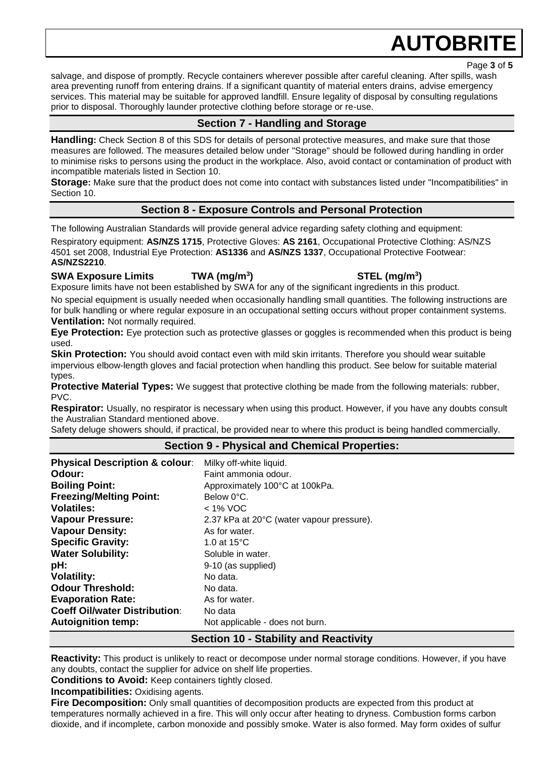salvage, and dispose of promptly. Recycle containers wherever possible after careful cleaning. After spills, wash area preventing runoff from entering drains. If a significant quantity of material enters drains, advise emergency services. This material may be suitable for approved landfill. Ensure legality of disposal by consulting regulations prior to disposal. Thoroughly launder protective clothing before storage or re-use.

## Section 7 - Handling and Storage

**Handling:** Check Section 8 of this SDS for details of personal protective measures, and make sure that those measures are followed. The measures detailed below under "Storage" should be followed during handling in order to minimise risks to persons using the product in the workplace. Also, avoid contact or contamination of product with incompatible materials listed in Section 10.

**Storage:** Make sure that the product does not come into contact with substances listed under "Incompatibilities" in Section 10.

## Section 8 - Exposure Controls and Personal Protection

The following Australian Standards will provide general advice regarding safety clothing and equipment:

Respiratory equipment: **AS/NZS 1715**, Protective Gloves: **AS 2161**, Occupational Protective Clothing: AS/NZS 4501 set 2008, Industrial Eye Protection: **AS1336** and **AS/NZS 1337**, Occupational Protective Footwear: **AS/NZS2210**.

| SWA Exposure Limits | TWA ($mg/m^3$) | STEL ($mg/m^3$) |
|---|---|---|

Exposure limits have not been established by SWA for any of the significant ingredients in this product.

No special equipment is usually needed when occasionally handling small quantities. The following instructions are for bulk handling or where regular exposure in an occupational setting occurs without proper containment systems.

**Ventilation:** Not normally required.

**Eye Protection:** Eye protection such as protective glasses or goggles is recommended when this product is being used.

**Skin Protection:** You should avoid contact even with mild skin irritants. Therefore you should wear suitable impervious elbow-length gloves and facial protection when handling this product. See below for suitable material types.

**Protective Material Types:** We suggest that protective clothing be made from the following materials: rubber, PVC.

**Respirator:** Usually, no respirator is necessary when using this product. However, if you have any doubts consult the Australian Standard mentioned above.

Safety deluge showers should, if practical, be provided near to where this product is being handled commercially.

## Section 9 - Physical and Chemical Properties:

| | |
|---|---|
| **Physical Description & colour**: | Milky off-white liquid. |
| **Odour:** | Faint ammonia odour. |
| **Boiling Point:** | Approximately 100°C at 100kPa. |
| **Freezing/Melting Point:** | Below 0°C. |
| **Volatiles:** | < 1% VOC |
| **Vapour Pressure:** | 2.37 kPa at 20°C (water vapour pressure). |
| **Vapour Density:** | As for water. |
| **Specific Gravity:** | 1.0 at 15°C |
| **Water Solubility:** | Soluble in water. |
| **pH:** | 9-10 (as supplied) |
| **Volatility:** | No data. |
| **Odour Threshold:** | No data. |
| **Evaporation Rate:** | As for water. |
| **Coeff Oil/water Distribution**: | No data |
| **Autoignition temp:** | Not applicable - does not burn. |

## Section 10 - Stability and Reactivity

**Reactivity:** This product is unlikely to react or decompose under normal storage conditions. However, if you have any doubts, contact the supplier for advice on shelf life properties.

**Conditions to Avoid:** Keep containers tightly closed.

**Incompatibilities:** Oxidising agents.

**Fire Decomposition:** Only small quantities of decomposition products are expected from this product at temperatures normally achieved in a fire. This will only occur after heating to dryness. Combustion forms carbon dioxide, and if incomplete, carbon monoxide and possibly smoke. Water is also formed. May form oxides of sulfur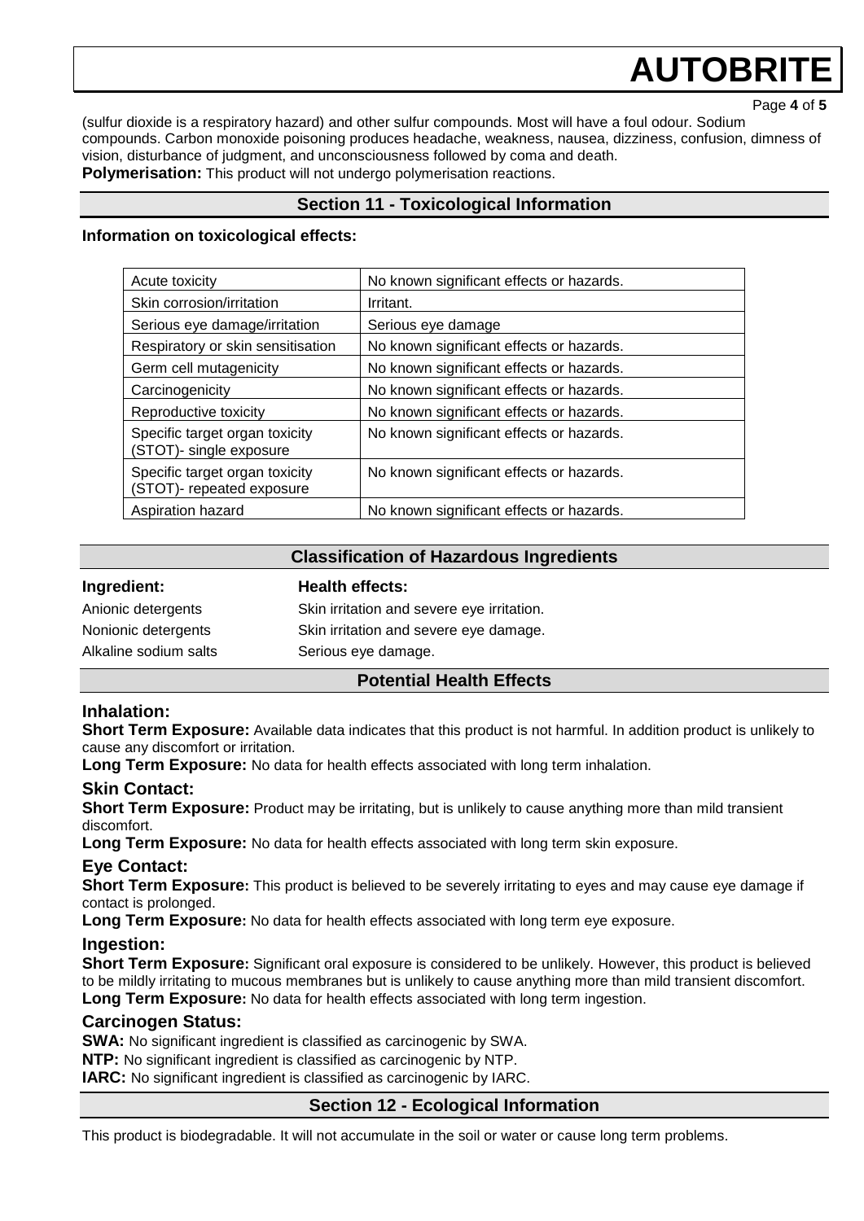(sulfur dioxide is a respiratory hazard) and other sulfur compounds. Most will have a foul odour. Sodium compounds. Carbon monoxide poisoning produces headache, weakness, nausea, dizziness, confusion, dimness of vision, disturbance of judgment, and unconsciousness followed by coma and death.
**Polymerisation:** This product will not undergo polymerisation reactions.

## Section 11 - Toxicological Information

**Information on toxicological effects:**

| | |
|---|---|
| Acute toxicity | No known significant effects or hazards. |
| Skin corrosion/irritation | Irritant. |
| Serious eye damage/irritation | Serious eye damage |
| Respiratory or skin sensitisation | No known significant effects or hazards. |
| Germ cell mutagenicity | No known significant effects or hazards. |
| Carcinogenicity | No known significant effects or hazards. |
| Reproductive toxicity | No known significant effects or hazards. |
| Specific target organ toxicity (STOT)- single exposure | No known significant effects or hazards. |
| Specific target organ toxicity (STOT)- repeated exposure | No known significant effects or hazards. |
| Aspiration hazard | No known significant effects or hazards. |

## Classification of Hazardous Ingredients

| **Ingredient:** | **Health effects:** |
|---|---|
| Anionic detergents | Skin irritation and severe eye irritation. |
| Nonionic detergents | Skin irritation and severe eye damage. |
| Alkaline sodium salts | Serious eye damage. |

## Potential Health Effects

### Inhalation:

**Short Term Exposure:** Available data indicates that this product is not harmful. In addition product is unlikely to cause any discomfort or irritation.
**Long Term Exposure:** No data for health effects associated with long term inhalation.

### Skin Contact:

**Short Term Exposure:** Product may be irritating, but is unlikely to cause anything more than mild transient discomfort.
**Long Term Exposure:** No data for health effects associated with long term skin exposure.

### Eye Contact:

**Short Term Exposure:** This product is believed to be severely irritating to eyes and may cause eye damage if contact is prolonged.
**Long Term Exposure:** No data for health effects associated with long term eye exposure.

### Ingestion:

**Short Term Exposure:** Significant oral exposure is considered to be unlikely. However, this product is believed to be mildly irritating to mucous membranes but is unlikely to cause anything more than mild transient discomfort.
**Long Term Exposure:** No data for health effects associated with long term ingestion.

### Carcinogen Status:

**SWA:** No significant ingredient is classified as carcinogenic by SWA.
**NTP:** No significant ingredient is classified as carcinogenic by NTP.
**IARC:** No significant ingredient is classified as carcinogenic by IARC.

## Section 12 - Ecological Information

This product is biodegradable. It will not accumulate in the soil or water or cause long term problems.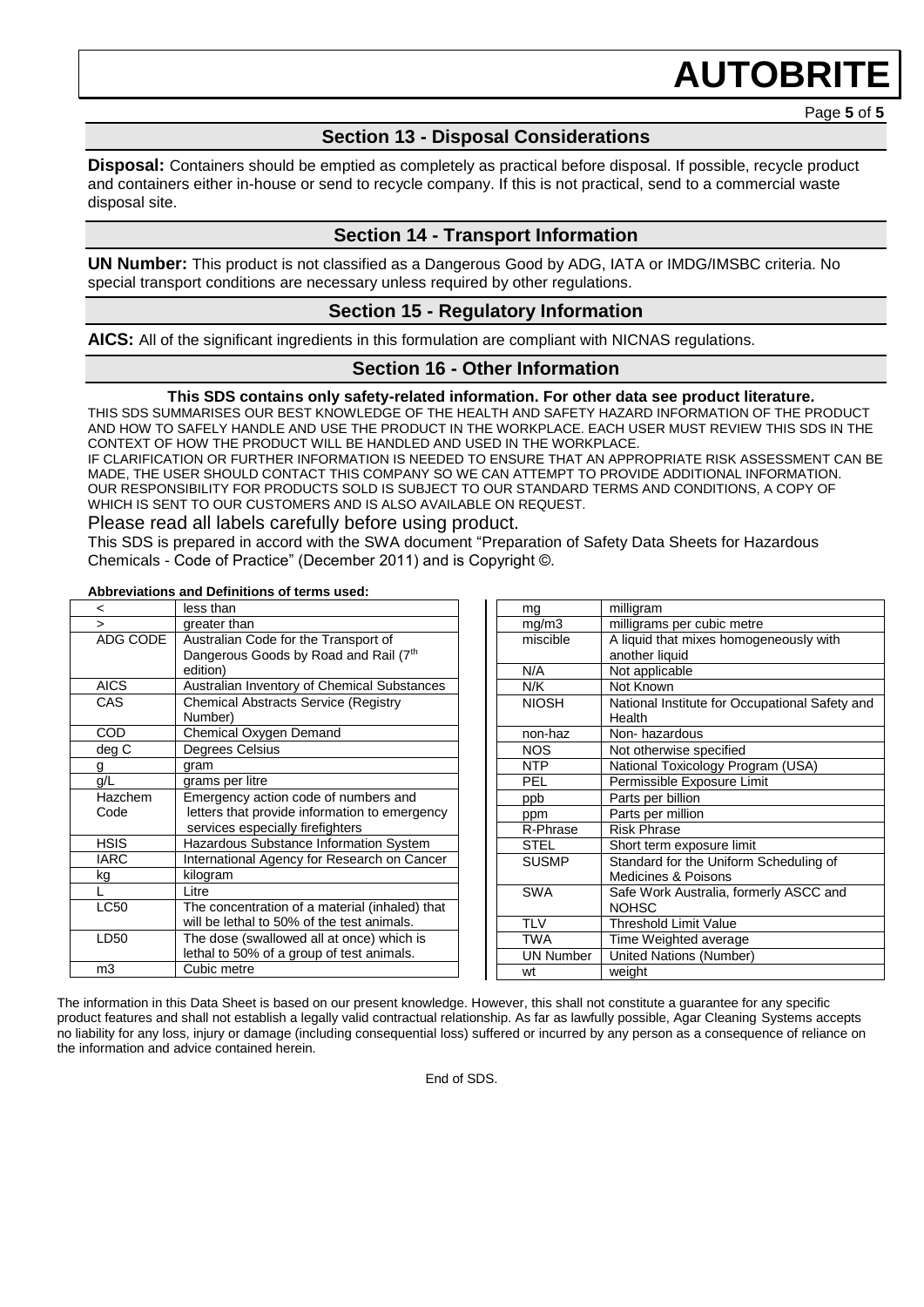## Section 13 - Disposal Considerations

**Disposal:** Containers should be emptied as completely as practical before disposal. If possible, recycle product and containers either in-house or send to recycle company. If this is not practical, send to a commercial waste disposal site.

## Section 14 - Transport Information

**UN Number:** This product is not classified as a Dangerous Good by ADG, IATA or IMDG/IMSBC criteria. No special transport conditions are necessary unless required by other regulations.

## Section 15 - Regulatory Information

**AICS:** All of the significant ingredients in this formulation are compliant with NICNAS regulations.

## Section 16 - Other Information

**This SDS contains only safety-related information. For other data see product literature.**

THIS SDS SUMMARISES OUR BEST KNOWLEDGE OF THE HEALTH AND SAFETY HAZARD INFORMATION OF THE PRODUCT AND HOW TO SAFELY HANDLE AND USE THE PRODUCT IN THE WORKPLACE. EACH USER MUST REVIEW THIS SDS IN THE CONTEXT OF HOW THE PRODUCT WILL BE HANDLED AND USED IN THE WORKPLACE.

IF CLARIFICATION OR FURTHER INFORMATION IS NEEDED TO ENSURE THAT AN APPROPRIATE RISK ASSESSMENT CAN BE MADE, THE USER SHOULD CONTACT THIS COMPANY SO WE CAN ATTEMPT TO PROVIDE ADDITIONAL INFORMATION. OUR RESPONSIBILITY FOR PRODUCTS SOLD IS SUBJECT TO OUR STANDARD TERMS AND CONDITIONS, A COPY OF WHICH IS SENT TO OUR CUSTOMERS AND IS ALSO AVAILABLE ON REQUEST.

Please read all labels carefully before using product.

This SDS is prepared in accord with the SWA document "Preparation of Safety Data Sheets for Hazardous Chemicals - Code of Practice" (December 2011) and is Copyright ©.

**Abbreviations and Definitions of terms used:**

| | |
|---|---|
| < | less than |
| > | greater than |
| ADG CODE | Australian Code for the Transport of Dangerous Goods by Road and Rail (7th edition) |
| AICS | Australian Inventory of Chemical Substances |
| CAS | Chemical Abstracts Service (Registry Number) |
| COD | Chemical Oxygen Demand |
| deg C | Degrees Celsius |
| g | gram |
| g/L | grams per litre |
| Hazchem Code | Emergency action code of numbers and letters that provide information to emergency services especially firefighters |
| HSIS | Hazardous Substance Information System |
| IARC | International Agency for Research on Cancer |
| kg | kilogram |
| L | Litre |
| LC50 | The concentration of a material (inhaled) that will be lethal to 50% of the test animals. |
| LD50 | The dose (swallowed all at once) which is lethal to 50% of a group of test animals. |
| m3 | Cubic metre |

| | |
|---|---|
| mg | milligram |
| mg/m3 | milligrams per cubic metre |
| miscible | A liquid that mixes homogeneously with another liquid |
| N/A | Not applicable |
| N/K | Not Known |
| NIOSH | National Institute for Occupational Safety and Health |
| non-haz | Non- hazardous |
| NOS | Not otherwise specified |
| NTP | National Toxicology Program (USA) |
| PEL | Permissible Exposure Limit |
| ppb | Parts per billion |
| ppm | Parts per million |
| R-Phrase | Risk Phrase |
| STEL | Short term exposure limit |
| SUSMP | Standard for the Uniform Scheduling of Medicines & Poisons |
| SWA | Safe Work Australia, formerly ASCC and NOHSC |
| TLV | Threshold Limit Value |
| TWA | Time Weighted average |
| UN Number | United Nations (Number) |
| wt | weight |

The information in this Data Sheet is based on our present knowledge. However, this shall not constitute a guarantee for any specific product features and shall not establish a legally valid contractual relationship. As far as lawfully possible, Agar Cleaning Systems accepts no liability for any loss, injury or damage (including consequential loss) suffered or incurred by any person as a consequence of reliance on the information and advice contained herein.

End of SDS.